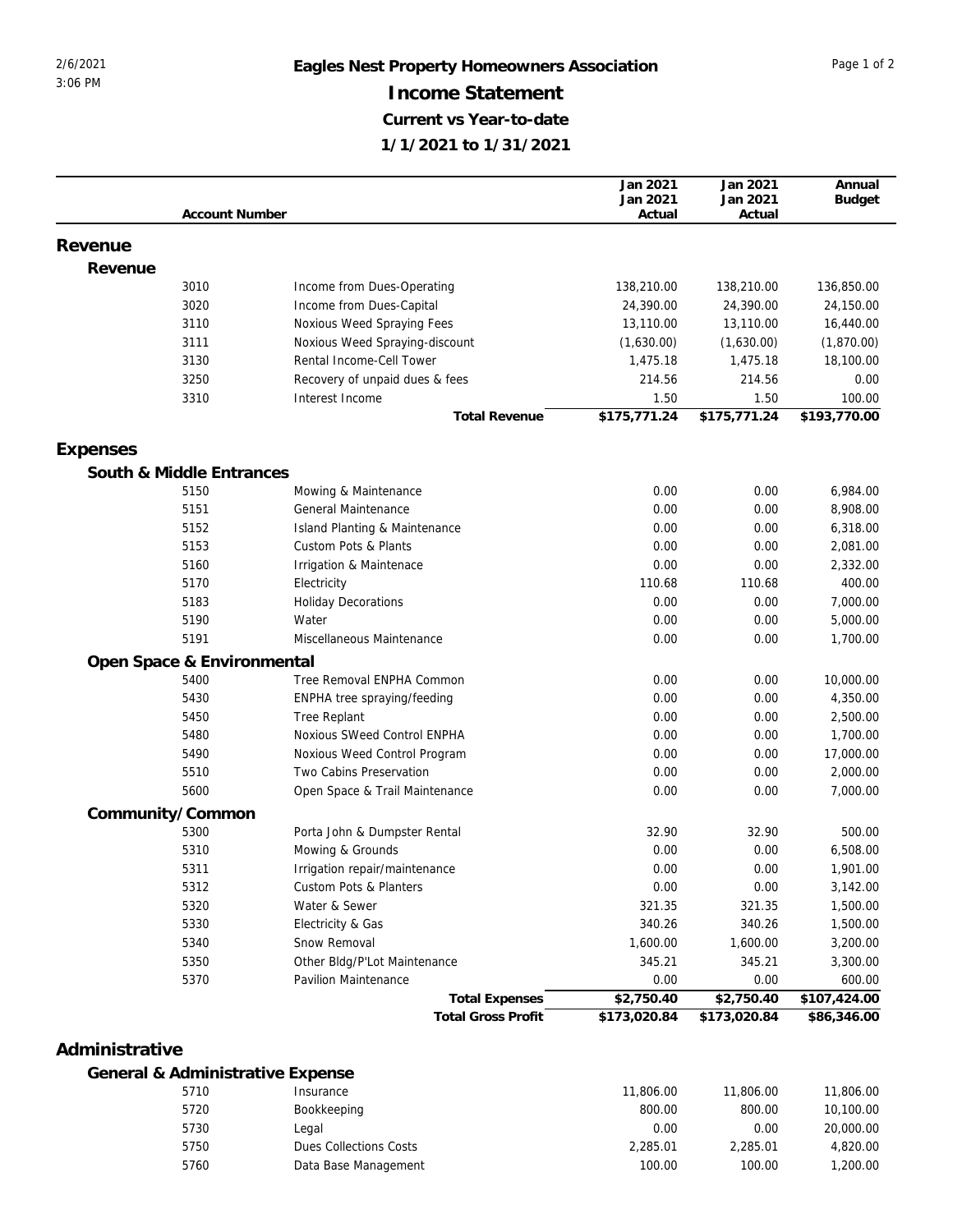# Eagles Nest Property Homeowners Association

## Income Statement

### Current vs Year-to-date

### 1/1/2021 to 1/31/2021

| Account Number | | Jan 2021 Jan 2021 Actual | Jan 2021 Jan 2021 Actual | Annual Budget |
|---|---|---|---|---|
| **Revenue** | | | | |
| **Revenue** | | | | |
| 3010 | Income from Dues-Operating | 138,210.00 | 138,210.00 | 136,850.00 |
| 3020 | Income from Dues-Capital | 24,390.00 | 24,390.00 | 24,150.00 |
| 3110 | Noxious Weed Spraying Fees | 13,110.00 | 13,110.00 | 16,440.00 |
| 3111 | Noxious Weed Spraying-discount | (1,630.00) | (1,630.00) | (1,870.00) |
| 3130 | Rental Income-Cell Tower | 1,475.18 | 1,475.18 | 18,100.00 |
| 3250 | Recovery of unpaid dues & fees | 214.56 | 214.56 | 0.00 |
| 3310 | Interest Income | 1.50 | 1.50 | 100.00 |
| | **Total Revenue** | **$175,771.24** | **$175,771.24** | **$193,770.00** |
| **Expenses** | | | | |
| **South & Middle Entrances** | | | | |
| 5150 | Mowing & Maintenance | 0.00 | 0.00 | 6,984.00 |
| 5151 | General Maintenance | 0.00 | 0.00 | 8,908.00 |
| 5152 | Island Planting & Maintenance | 0.00 | 0.00 | 6,318.00 |
| 5153 | Custom Pots & Plants | 0.00 | 0.00 | 2,081.00 |
| 5160 | Irrigation & Maintenace | 0.00 | 0.00 | 2,332.00 |
| 5170 | Electricity | 110.68 | 110.68 | 400.00 |
| 5183 | Holiday Decorations | 0.00 | 0.00 | 7,000.00 |
| 5190 | Water | 0.00 | 0.00 | 5,000.00 |
| 5191 | Miscellaneous Maintenance | 0.00 | 0.00 | 1,700.00 |
| **Open Space & Environmental** | | | | |
| 5400 | Tree Removal ENPHA Common | 0.00 | 0.00 | 10,000.00 |
| 5430 | ENPHA tree spraying/feeding | 0.00 | 0.00 | 4,350.00 |
| 5450 | Tree Replant | 0.00 | 0.00 | 2,500.00 |
| 5480 | Noxious SWeed Control ENPHA | 0.00 | 0.00 | 1,700.00 |
| 5490 | Noxious Weed Control Program | 0.00 | 0.00 | 17,000.00 |
| 5510 | Two Cabins Preservation | 0.00 | 0.00 | 2,000.00 |
| 5600 | Open Space & Trail Maintenance | 0.00 | 0.00 | 7,000.00 |
| **Community/Common** | | | | |
| 5300 | Porta John & Dumpster Rental | 32.90 | 32.90 | 500.00 |
| 5310 | Mowing & Grounds | 0.00 | 0.00 | 6,508.00 |
| 5311 | Irrigation repair/maintenance | 0.00 | 0.00 | 1,901.00 |
| 5312 | Custom Pots & Planters | 0.00 | 0.00 | 3,142.00 |
| 5320 | Water & Sewer | 321.35 | 321.35 | 1,500.00 |
| 5330 | Electricity & Gas | 340.26 | 340.26 | 1,500.00 |
| 5340 | Snow Removal | 1,600.00 | 1,600.00 | 3,200.00 |
| 5350 | Other Bldg/P'Lot Maintenance | 345.21 | 345.21 | 3,300.00 |
| 5370 | Pavilion Maintenance | 0.00 | 0.00 | 600.00 |
| | **Total Expenses** | **$2,750.40** | **$2,750.40** | **$107,424.00** |
| | **Total Gross Profit** | **$173,020.84** | **$173,020.84** | **$86,346.00** |
| **Administrative** | | | | |
| **General & Administrative Expense** | | | | |
| 5710 | Insurance | 11,806.00 | 11,806.00 | 11,806.00 |
| 5720 | Bookkeeping | 800.00 | 800.00 | 10,100.00 |
| 5730 | Legal | 0.00 | 0.00 | 20,000.00 |
| 5750 | Dues Collections Costs | 2,285.01 | 2,285.01 | 4,820.00 |
| 5760 | Data Base Management | 100.00 | 100.00 | 1,200.00 |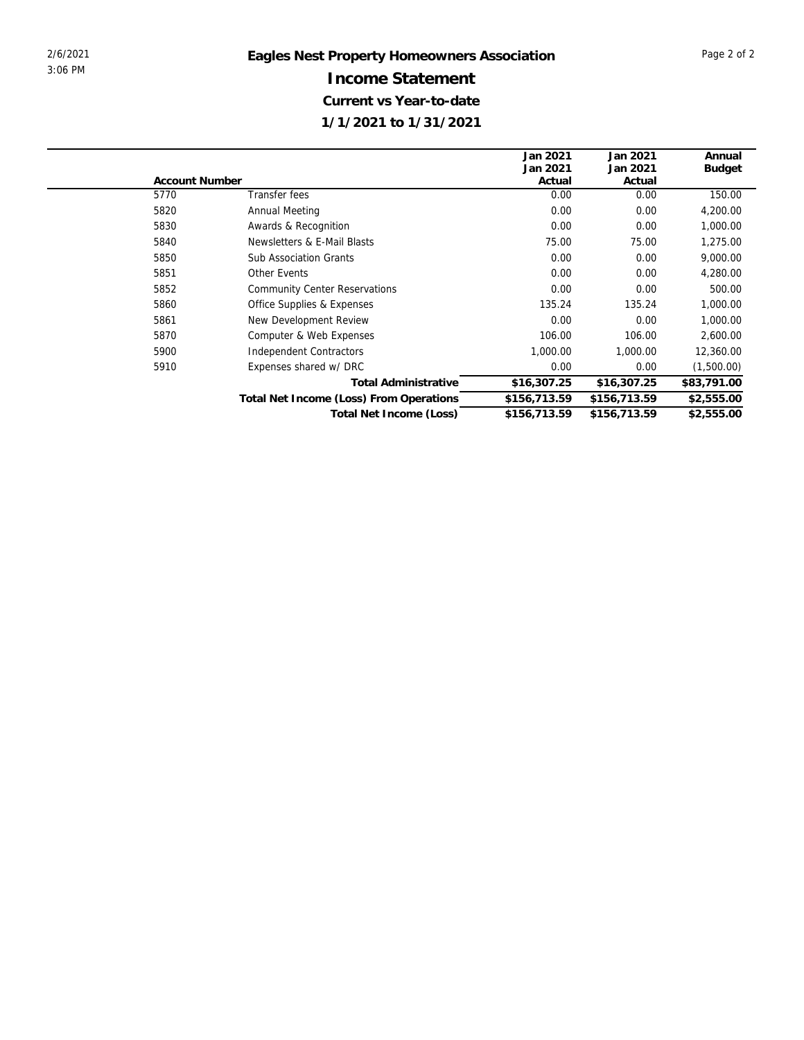# Eagles Nest Property Homeowners Association

## Income Statement

### Current vs Year-to-date

### 1/1/2021 to 1/31/2021

| Account Number | | Jan 2021 Jan 2021 Actual | Jan 2021 Jan 2021 Actual | Annual Budget |
|---|---|---|---|---|
| 5770 | Transfer fees | 0.00 | 0.00 | 150.00 |
| 5820 | Annual Meeting | 0.00 | 0.00 | 4,200.00 |
| 5830 | Awards & Recognition | 0.00 | 0.00 | 1,000.00 |
| 5840 | Newsletters & E-Mail Blasts | 75.00 | 75.00 | 1,275.00 |
| 5850 | Sub Association Grants | 0.00 | 0.00 | 9,000.00 |
| 5851 | Other Events | 0.00 | 0.00 | 4,280.00 |
| 5852 | Community Center Reservations | 0.00 | 0.00 | 500.00 |
| 5860 | Office Supplies & Expenses | 135.24 | 135.24 | 1,000.00 |
| 5861 | New Development Review | 0.00 | 0.00 | 1,000.00 |
| 5870 | Computer & Web Expenses | 106.00 | 106.00 | 2,600.00 |
| 5900 | Independent Contractors | 1,000.00 | 1,000.00 | 12,360.00 |
| 5910 | Expenses shared w/ DRC | 0.00 | 0.00 | (1,500.00) |
| | **Total Administrative** | **$16,307.25** | **$16,307.25** | **$83,791.00** |
| | **Total Net Income (Loss) From Operations** | **$156,713.59** | **$156,713.59** | **$2,555.00** |
| | **Total Net Income (Loss)** | **$156,713.59** | **$156,713.59** | **$2,555.00** |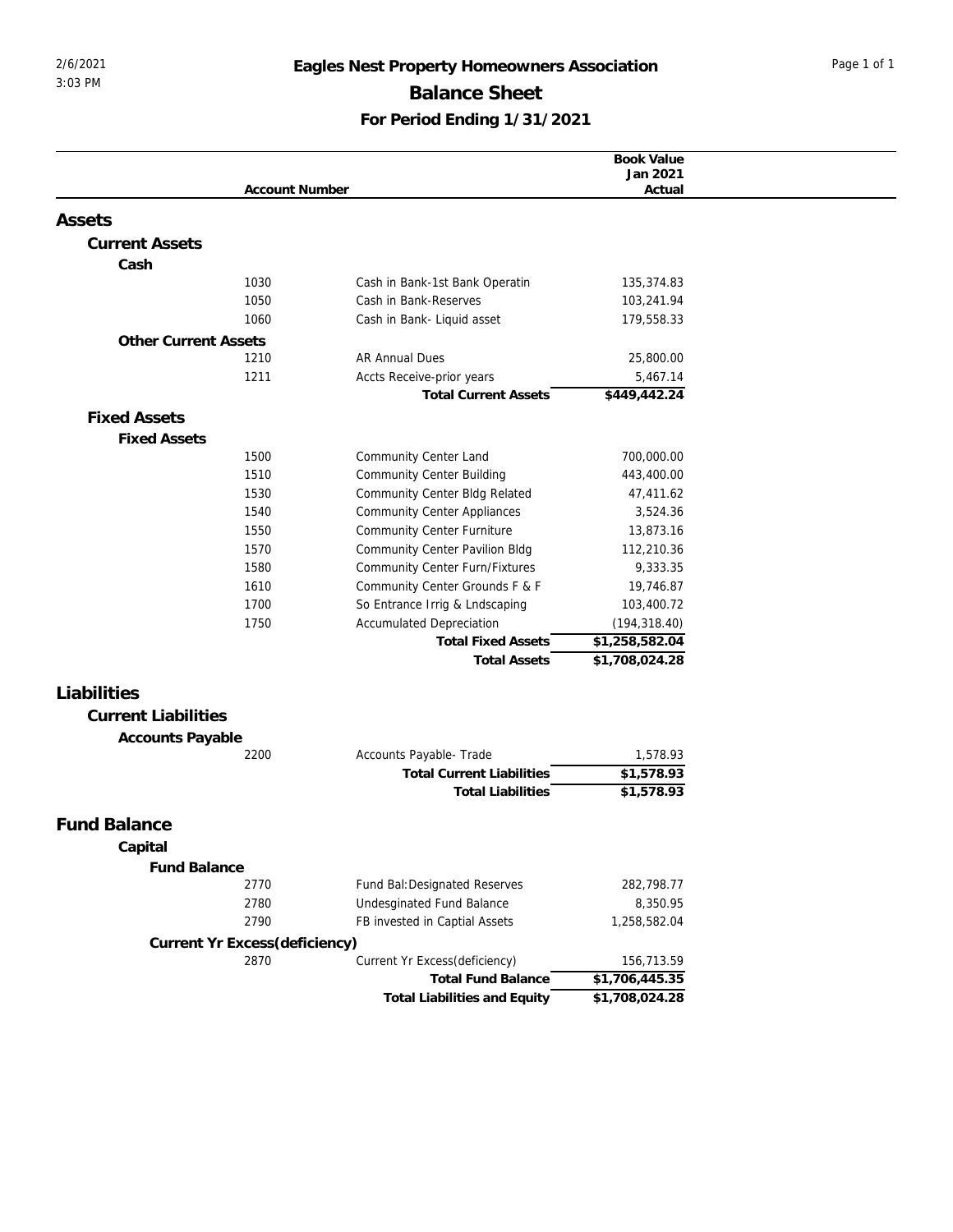# Eagles Nest Property Homeowners Association

## Balance Sheet

### For Period Ending 1/31/2021

| Account Number | | Book Value Jan 2021 Actual |
|---|---|---|
| **Assets** | | |
| **Current Assets** | | |
| **Cash** | | |
| 1030 | Cash in Bank-1st Bank Operatin | 135,374.83 |
| 1050 | Cash in Bank-Reserves | 103,241.94 |
| 1060 | Cash in Bank- Liquid asset | 179,558.33 |
| **Other Current Assets** | | |
| 1210 | AR Annual Dues | 25,800.00 |
| 1211 | Accts Receive-prior years | 5,467.14 |
| | **Total Current Assets** | **$449,442.24** |
| **Fixed Assets** | | |
| **Fixed Assets** | | |
| 1500 | Community Center Land | 700,000.00 |
| 1510 | Community Center Building | 443,400.00 |
| 1530 | Community Center Bldg Related | 47,411.62 |
| 1540 | Community Center Appliances | 3,524.36 |
| 1550 | Community Center Furniture | 13,873.16 |
| 1570 | Community Center Pavilion Bldg | 112,210.36 |
| 1580 | Community Center Furn/Fixtures | 9,333.35 |
| 1610 | Community Center Grounds F & F | 19,746.87 |
| 1700 | So Entrance Irrig & Lndscaping | 103,400.72 |
| 1750 | Accumulated Depreciation | (194,318.40) |
| | **Total Fixed Assets** | **$1,258,582.04** |
| | **Total Assets** | **$1,708,024.28** |
| **Liabilities** | | |
| **Current Liabilities** | | |
| **Accounts Payable** | | |
| 2200 | Accounts Payable- Trade | 1,578.93 |
| | **Total Current Liabilities** | **$1,578.93** |
| | **Total Liabilities** | **$1,578.93** |
| **Fund Balance** | | |
| **Capital** | | |
| **Fund Balance** | | |
| 2770 | Fund Bal:Designated Reserves | 282,798.77 |
| 2780 | Undesginated Fund Balance | 8,350.95 |
| 2790 | FB invested in Captial Assets | 1,258,582.04 |
| **Current Yr Excess(deficiency)** | | |
| 2870 | Current Yr Excess(deficiency) | 156,713.59 |
| | **Total Fund Balance** | **$1,706,445.35** |
| | **Total Liabilities and Equity** | **$1,708,024.28** |